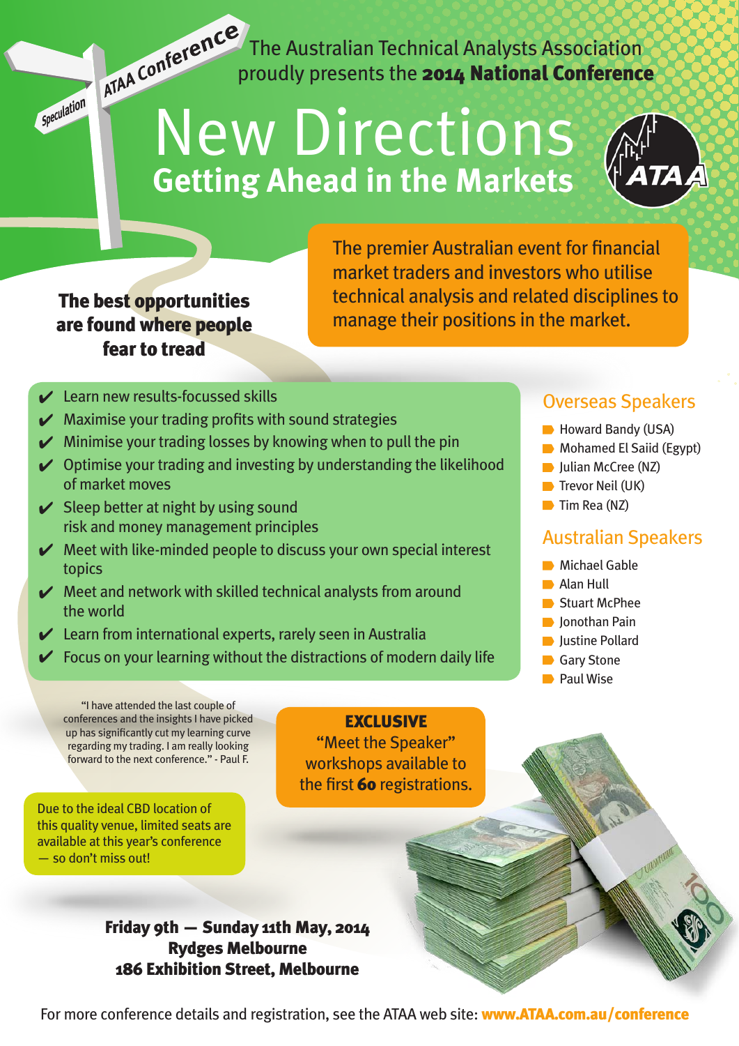The Australian Technical Analysts Association proudly presents the **2014 National Conference**

# New Directions

## Getting Ahead in the Markets

The premier Australian event for financial market traders and investors who utilise technical analysis and related disciplines to manage their positions in the market.

**The best opportunities are found where people fear to tread**

- ✔ Learn new results-focussed skills
- ✔ Maximise your trading profits with sound strategies
- ✔ Minimise your trading losses by knowing when to pull the pin
- ✔ Optimise your trading and investing by understanding the likelihood of market moves
- ✔ Sleep better at night by using sound risk and money management principles
- ✔ Meet with like-minded people to discuss your own special interest topics
- ✔ Meet and network with skilled technical analysts from around the world
- ✔ Learn from international experts, rarely seen in Australia
- ✔ Focus on your learning without the distractions of modern daily life

### Overseas Speakers

- Howard Bandy (USA)
- Mohamed El Saiid (Egypt)
- Julian McCree (NZ)
- Trevor Neil (UK)
- Tim Rea (NZ)

### Australian Speakers

- Michael Gable
- Alan Hull
- Stuart McPhee
- Jonothan Pain
- Justine Pollard
- Gary Stone
- Paul Wise

"I have attended the last couple of conferences and the insights I have picked up has significantly cut my learning curve regarding my trading. I am really looking forward to the next conference." - Paul F.

**EXCLUSIVE**
"Meet the Speaker" workshops available to the first **60** registrations.

Due to the ideal CBD location of this quality venue, limited seats are available at this year's conference — so don't miss out!

**Friday 9th — Sunday 11th May, 2014**
**Rydges Melbourne**
**186 Exhibition Street, Melbourne**

For more conference details and registration, see the ATAA web site: **www.ATAA.com.au/conference**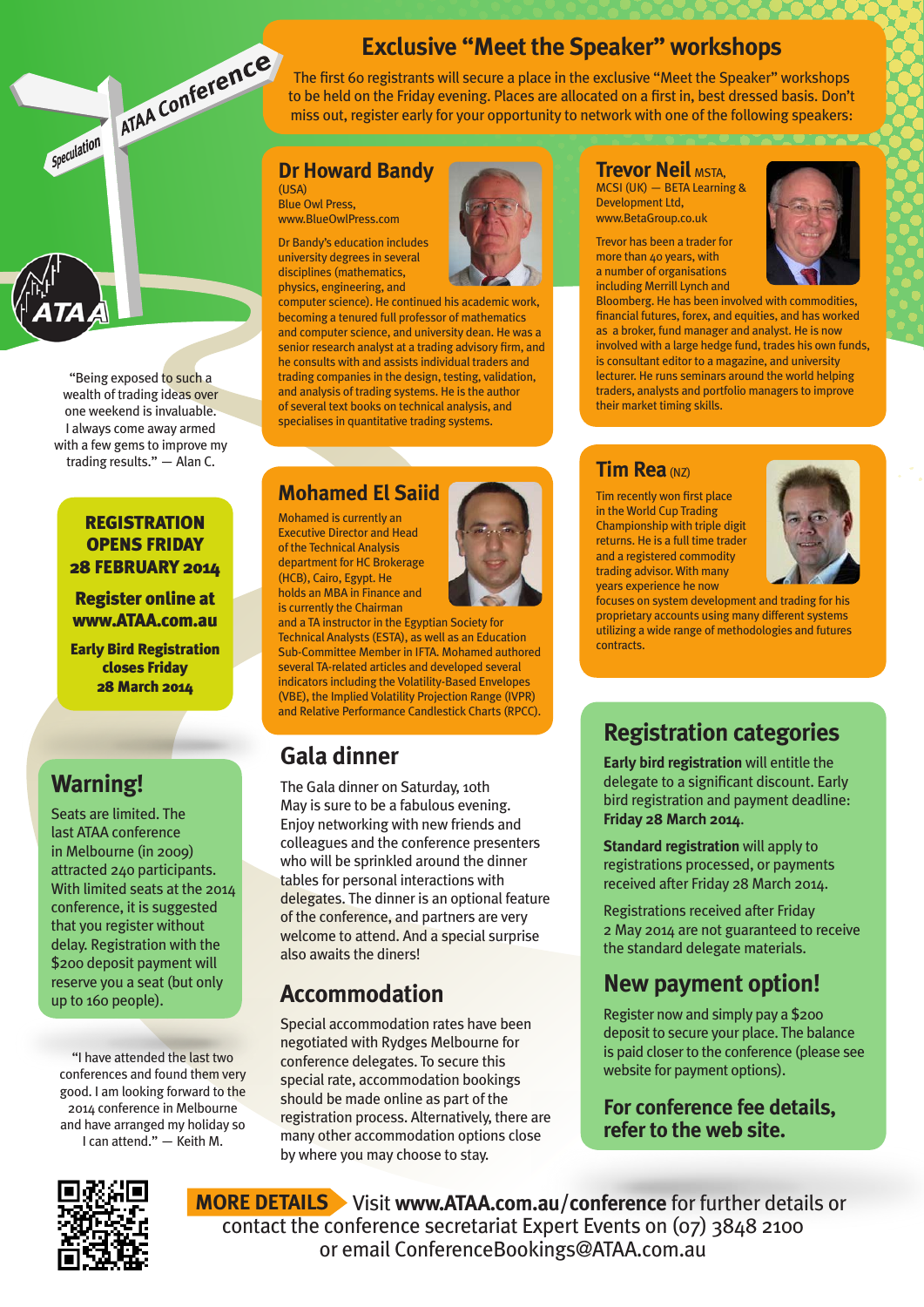# Exclusive "Meet the Speaker" workshops

The first 60 registrants will secure a place in the exclusive "Meet the Speaker" workshops to be held on the Friday evening. Places are allocated on a first in, best dressed basis. Don't miss out, register early for your opportunity to network with one of the following speakers:

Speculation

ATAA Conference

ATAA

"Being exposed to such a wealth of trading ideas over one weekend is invaluable. I always come away armed with a few gems to improve my trading results." — Alan C.

**REGISTRATION OPENS FRIDAY 28 FEBRUARY 2014**

**Register online at www.ATAA.com.au**

**Early Bird Registration closes Friday 28 March 2014**

## Warning!

Seats are limited. The last ATAA conference in Melbourne (in 2009) attracted 240 participants. With limited seats at the 2014 conference, it is suggested that you register without delay. Registration with the $200 deposit payment will reserve you a seat (but only up to 160 people).

"I have attended the last two conferences and found them very good. I am looking forward to the 2014 conference in Melbourne and have arranged my holiday so I can attend." — Keith M.

## Dr Howard Bandy

(USA)
Blue Owl Press,
www.BlueOwlPress.com

Dr Bandy's education includes university degrees in several disciplines (mathematics, physics, engineering, and computer science). He continued his academic work, becoming a tenured full professor of mathematics and computer science, and university dean. He was a senior research analyst at a trading advisory firm, and he consults with and assists individual traders and trading companies in the design, testing, validation, and analysis of trading systems. He is the author of several text books on technical analysis, and specialises in quantitative trading systems.

## Trevor Neil MSTA,

MCSI (UK) — BETA Learning & Development Ltd,
www.BetaGroup.co.uk

Trevor has been a trader for more than 40 years, with a number of organisations including Merrill Lynch and Bloomberg. He has been involved with commodities, financial futures, forex, and equities, and has worked as a broker, fund manager and analyst. He is now involved with a large hedge fund, trades his own funds, is consultant editor to a magazine, and university lecturer. He runs seminars around the world helping traders, analysts and portfolio managers to improve their market timing skills.

## Mohamed El Saiid

Mohamed is currently an Executive Director and Head of the Technical Analysis department for HC Brokerage (HCB), Cairo, Egypt. He holds an MBA in Finance and is currently the Chairman and a TA instructor in the Egyptian Society for Technical Analysts (ESTA), as well as an Education Sub-Committee Member in IFTA. Mohamed authored several TA-related articles and developed several indicators including the Volatility-Based Envelopes (VBE), the Implied Volatility Projection Range (IVPR) and Relative Performance Candlestick Charts (RPCC).

## Tim Rea (NZ)

Tim recently won first place in the World Cup Trading Championship with triple digit returns. He is a full time trader and a registered commodity trading advisor. With many years experience he now focuses on system development and trading for his proprietary accounts using many different systems utilizing a wide range of methodologies and futures contracts.

## Gala dinner

The Gala dinner on Saturday, 10th May is sure to be a fabulous evening. Enjoy networking with new friends and colleagues and the conference presenters who will be sprinkled around the dinner tables for personal interactions with delegates. The dinner is an optional feature of the conference, and partners are very welcome to attend. And a special surprise also awaits the diners!

## Accommodation

Special accommodation rates have been negotiated with Rydges Melbourne for conference delegates. To secure this special rate, accommodation bookings should be made online as part of the registration process. Alternatively, there are many other accommodation options close by where you may choose to stay.

## Registration categories

**Early bird registration** will entitle the delegate to a significant discount. Early bird registration and payment deadline: **Friday 28 March 2014**.

**Standard registration** will apply to registrations processed, or payments received after Friday 28 March 2014.

Registrations received after Friday 2 May 2014 are not guaranteed to receive the standard delegate materials.

## New payment option!

Register now and simply pay a $200 deposit to secure your place. The balance is paid closer to the conference (please see website for payment options).

**For conference fee details, refer to the web site.**

**MORE DETAILS** Visit **www.ATAA.com.au/conference** for further details or contact the conference secretariat Expert Events on (07) 3848 2100 or email ConferenceBookings@ATAA.com.au